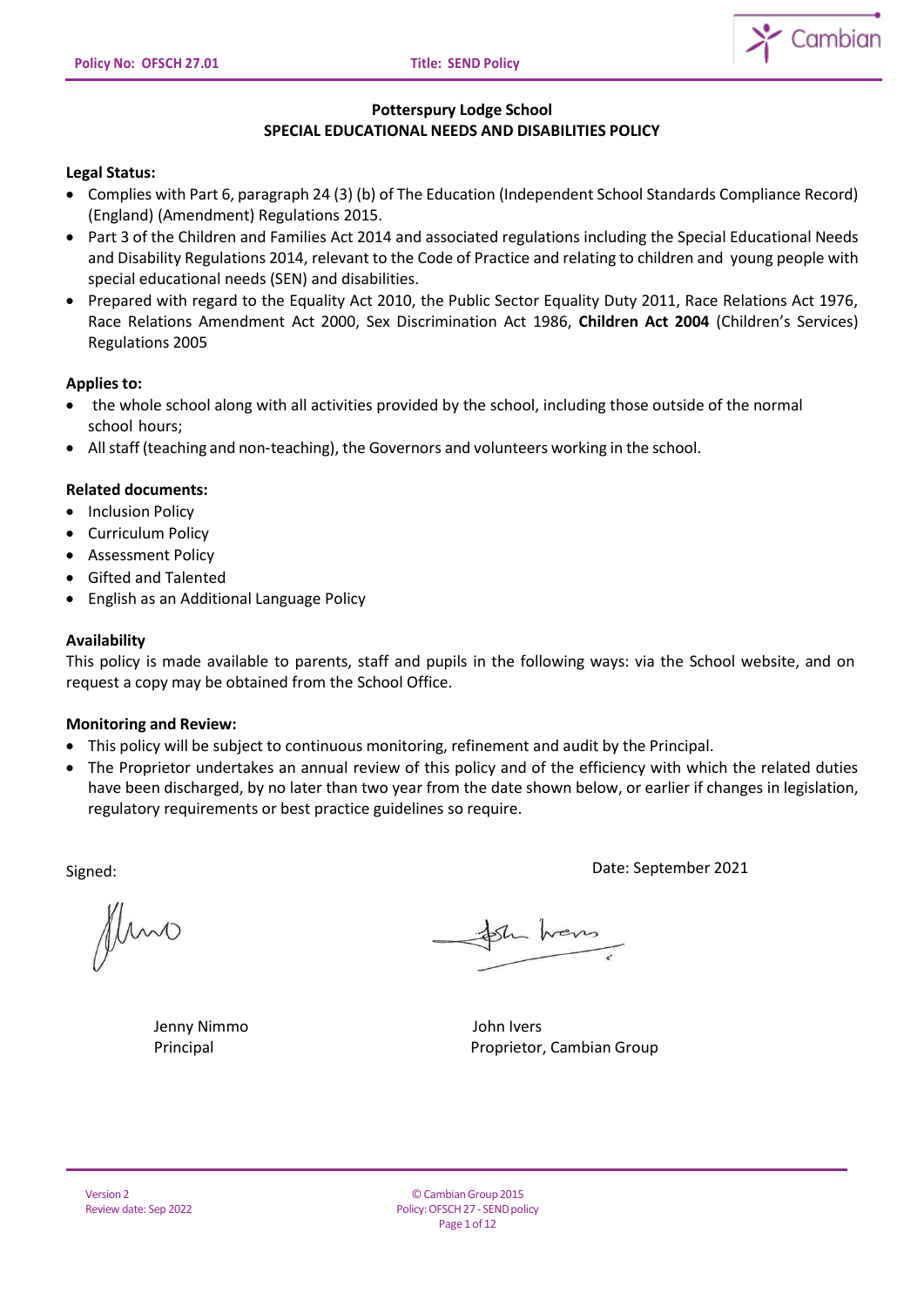# Potterspury Lodge School
## SPECIAL EDUCATIONAL NEEDS AND DISABILITIES POLICY

**Legal Status:**

- Complies with Part 6, paragraph 24 (3) (b) of The Education (Independent School Standards Compliance Record) (England) (Amendment) Regulations 2015.
- Part 3 of the Children and Families Act 2014 and associated regulations including the Special Educational Needs and Disability Regulations 2014, relevant to the Code of Practice and relating to children and young people with special educational needs (SEN) and disabilities.
- Prepared with regard to the Equality Act 2010, the Public Sector Equality Duty 2011, Race Relations Act 1976, Race Relations Amendment Act 2000, Sex Discrimination Act 1986, **Children Act 2004** (Children's Services) Regulations 2005

**Applies to:**

- the whole school along with all activities provided by the school, including those outside of the normal school hours;
- All staff (teaching and non-teaching), the Governors and volunteers working in the school.

**Related documents:**

- Inclusion Policy
- Curriculum Policy
- Assessment Policy
- Gifted and Talented
- English as an Additional Language Policy

**Availability**

This policy is made available to parents, staff and pupils in the following ways: via the School website, and on request a copy may be obtained from the School Office.

**Monitoring and Review:**

- This policy will be subject to continuous monitoring, refinement and audit by the Principal.
- The Proprietor undertakes an annual review of this policy and of the efficiency with which the related duties have been discharged, by no later than two year from the date shown below, or earlier if changes in legislation, regulatory requirements or best practice guidelines so require.

Signed:

Date: September 2021

Jenny Nimmo
Principal

John Ivers
Proprietor, Cambian Group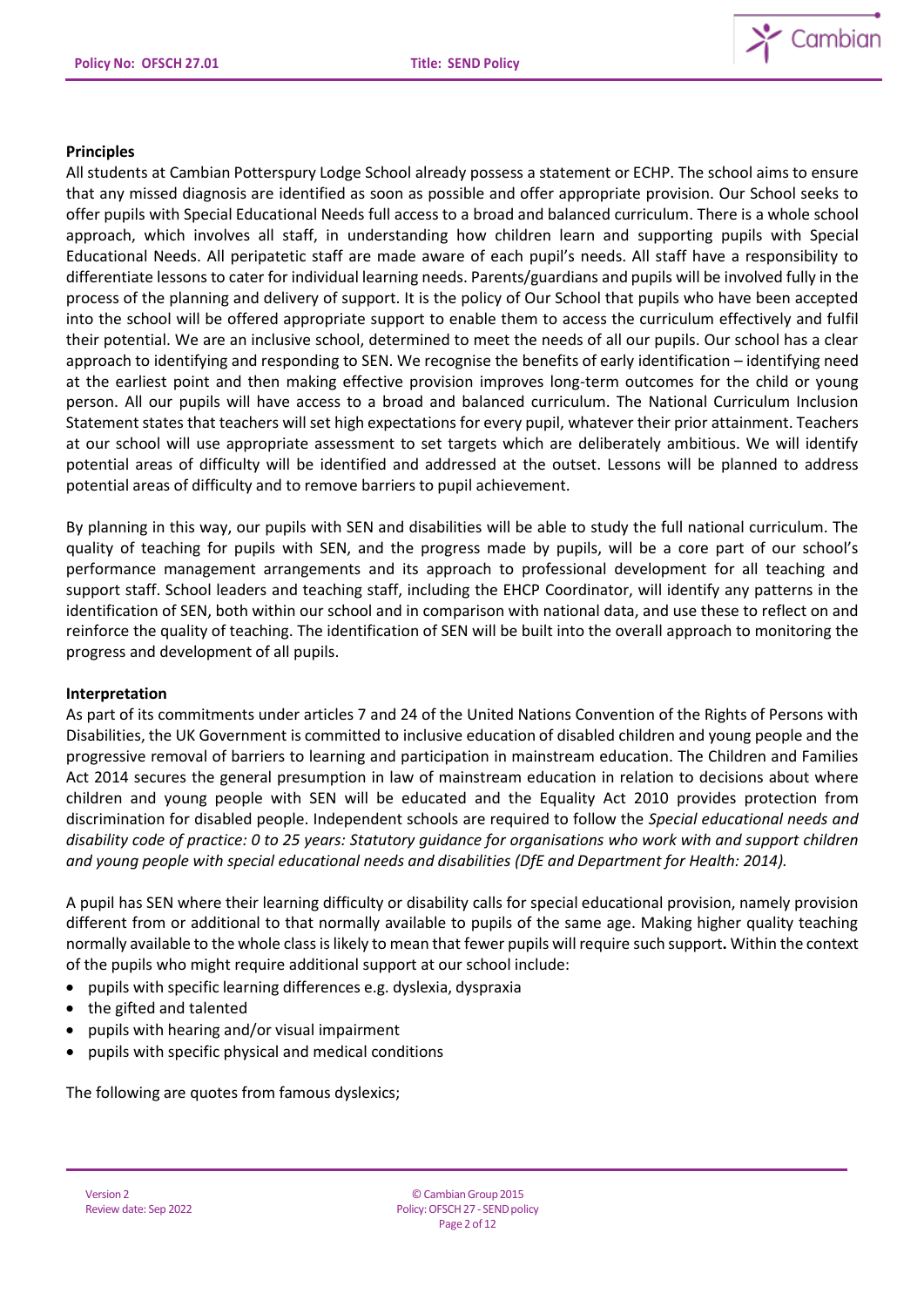**Principles**

All students at Cambian Potterspury Lodge School already possess a statement or ECHP. The school aims to ensure that any missed diagnosis are identified as soon as possible and offer appropriate provision. Our School seeks to offer pupils with Special Educational Needs full access to a broad and balanced curriculum. There is a whole school approach, which involves all staff, in understanding how children learn and supporting pupils with Special Educational Needs. All peripatetic staff are made aware of each pupil's needs. All staff have a responsibility to differentiate lessons to cater for individual learning needs. Parents/guardians and pupils will be involved fully in the process of the planning and delivery of support. It is the policy of Our School that pupils who have been accepted into the school will be offered appropriate support to enable them to access the curriculum effectively and fulfil their potential. We are an inclusive school, determined to meet the needs of all our pupils. Our school has a clear approach to identifying and responding to SEN. We recognise the benefits of early identification – identifying need at the earliest point and then making effective provision improves long-term outcomes for the child or young person. All our pupils will have access to a broad and balanced curriculum. The National Curriculum Inclusion Statement states that teachers will set high expectations for every pupil, whatever their prior attainment. Teachers at our school will use appropriate assessment to set targets which are deliberately ambitious. We will identify potential areas of difficulty will be identified and addressed at the outset. Lessons will be planned to address potential areas of difficulty and to remove barriers to pupil achievement.

By planning in this way, our pupils with SEN and disabilities will be able to study the full national curriculum. The quality of teaching for pupils with SEN, and the progress made by pupils, will be a core part of our school's performance management arrangements and its approach to professional development for all teaching and support staff. School leaders and teaching staff, including the EHCP Coordinator, will identify any patterns in the identification of SEN, both within our school and in comparison with national data, and use these to reflect on and reinforce the quality of teaching. The identification of SEN will be built into the overall approach to monitoring the progress and development of all pupils.

**Interpretation**

As part of its commitments under articles 7 and 24 of the United Nations Convention of the Rights of Persons with Disabilities, the UK Government is committed to inclusive education of disabled children and young people and the progressive removal of barriers to learning and participation in mainstream education. The Children and Families Act 2014 secures the general presumption in law of mainstream education in relation to decisions about where children and young people with SEN will be educated and the Equality Act 2010 provides protection from discrimination for disabled people. Independent schools are required to follow the *Special educational needs and disability code of practice: 0 to 25 years: Statutory guidance for organisations who work with and support children and young people with special educational needs and disabilities (DfE and Department for Health: 2014).*

A pupil has SEN where their learning difficulty or disability calls for special educational provision, namely provision different from or additional to that normally available to pupils of the same age. Making higher quality teaching normally available to the whole class is likely to mean that fewer pupils will require such support**.** Within the context of the pupils who might require additional support at our school include:

- pupils with specific learning differences e.g. dyslexia, dyspraxia
- the gifted and talented
- pupils with hearing and/or visual impairment
- pupils with specific physical and medical conditions

The following are quotes from famous dyslexics;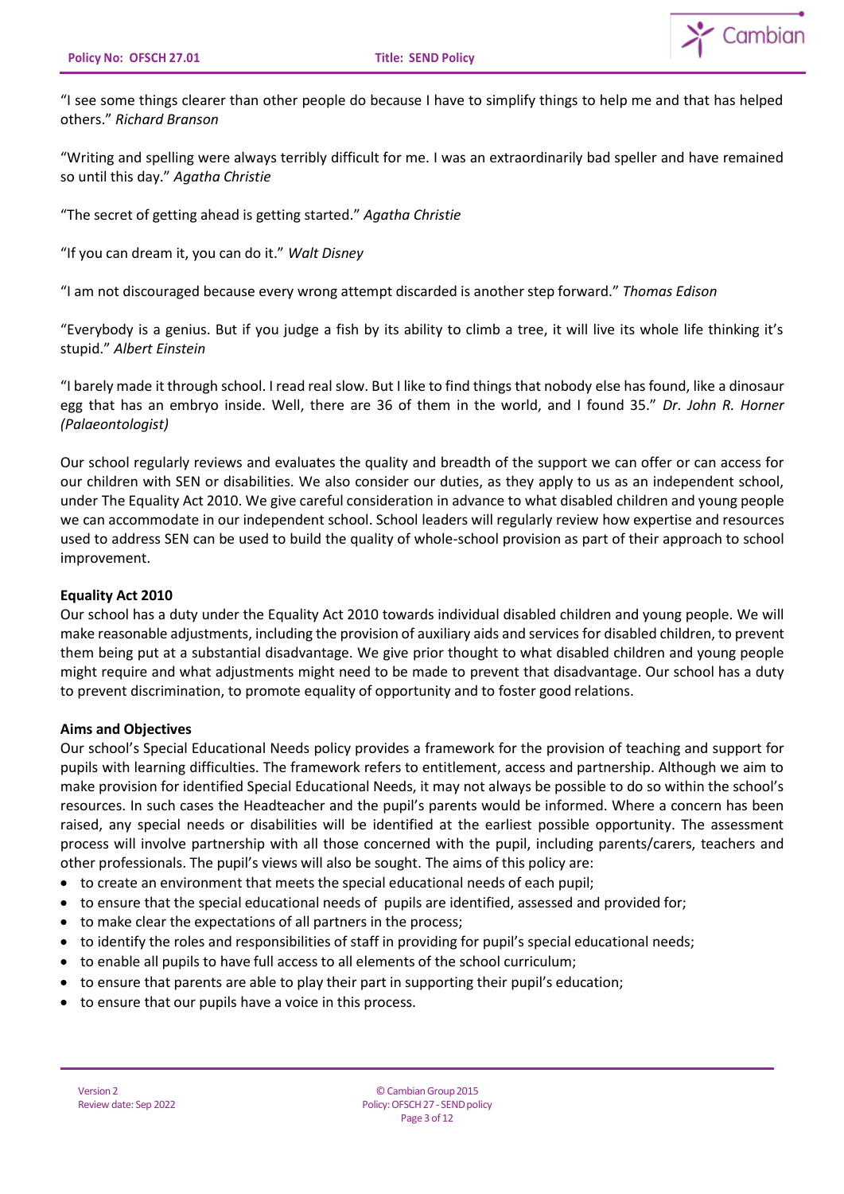"I see some things clearer than other people do because I have to simplify things to help me and that has helped others." *Richard Branson*

"Writing and spelling were always terribly difficult for me. I was an extraordinarily bad speller and have remained so until this day." *Agatha Christie*

"The secret of getting ahead is getting started." *Agatha Christie*

"If you can dream it, you can do it." *Walt Disney*

"I am not discouraged because every wrong attempt discarded is another step forward." *Thomas Edison*

"Everybody is a genius. But if you judge a fish by its ability to climb a tree, it will live its whole life thinking it's stupid." *Albert Einstein*

"I barely made it through school. I read real slow. But I like to find things that nobody else has found, like a dinosaur egg that has an embryo inside. Well, there are 36 of them in the world, and I found 35." *Dr. John R. Horner (Palaeontologist)*

Our school regularly reviews and evaluates the quality and breadth of the support we can offer or can access for our children with SEN or disabilities. We also consider our duties, as they apply to us as an independent school, under The Equality Act 2010. We give careful consideration in advance to what disabled children and young people we can accommodate in our independent school. School leaders will regularly review how expertise and resources used to address SEN can be used to build the quality of whole-school provision as part of their approach to school improvement.

**Equality Act 2010**

Our school has a duty under the Equality Act 2010 towards individual disabled children and young people. We will make reasonable adjustments, including the provision of auxiliary aids and services for disabled children, to prevent them being put at a substantial disadvantage. We give prior thought to what disabled children and young people might require and what adjustments might need to be made to prevent that disadvantage. Our school has a duty to prevent discrimination, to promote equality of opportunity and to foster good relations.

**Aims and Objectives**

Our school's Special Educational Needs policy provides a framework for the provision of teaching and support for pupils with learning difficulties. The framework refers to entitlement, access and partnership. Although we aim to make provision for identified Special Educational Needs, it may not always be possible to do so within the school's resources. In such cases the Headteacher and the pupil's parents would be informed. Where a concern has been raised, any special needs or disabilities will be identified at the earliest possible opportunity. The assessment process will involve partnership with all those concerned with the pupil, including parents/carers, teachers and other professionals. The pupil's views will also be sought. The aims of this policy are:

- to create an environment that meets the special educational needs of each pupil;
- to ensure that the special educational needs of pupils are identified, assessed and provided for;
- to make clear the expectations of all partners in the process;
- to identify the roles and responsibilities of staff in providing for pupil's special educational needs;
- to enable all pupils to have full access to all elements of the school curriculum;
- to ensure that parents are able to play their part in supporting their pupil's education;
- to ensure that our pupils have a voice in this process.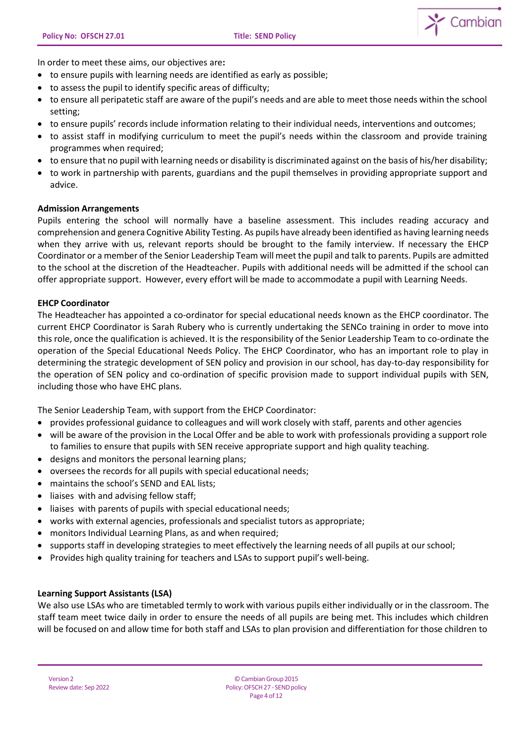In order to meet these aims, our objectives are**:**

- to ensure pupils with learning needs are identified as early as possible;
- to assess the pupil to identify specific areas of difficulty;
- to ensure all peripatetic staff are aware of the pupil's needs and are able to meet those needs within the school setting;
- to ensure pupils' records include information relating to their individual needs, interventions and outcomes;
- to assist staff in modifying curriculum to meet the pupil's needs within the classroom and provide training programmes when required;
- to ensure that no pupil with learning needs or disability is discriminated against on the basis of his/her disability;
- to work in partnership with parents, guardians and the pupil themselves in providing appropriate support and advice.

**Admission Arrangements**

Pupils entering the school will normally have a baseline assessment. This includes reading accuracy and comprehension and genera Cognitive Ability Testing. As pupils have already been identified as having learning needs when they arrive with us, relevant reports should be brought to the family interview. If necessary the EHCP Coordinator or a member of the Senior Leadership Team will meet the pupil and talk to parents. Pupils are admitted to the school at the discretion of the Headteacher. Pupils with additional needs will be admitted if the school can offer appropriate support. However, every effort will be made to accommodate a pupil with Learning Needs.

**EHCP Coordinator**

The Headteacher has appointed a co-ordinator for special educational needs known as the EHCP coordinator. The current EHCP Coordinator is Sarah Rubery who is currently undertaking the SENCo training in order to move into this role, once the qualification is achieved. It is the responsibility of the Senior Leadership Team to co-ordinate the operation of the Special Educational Needs Policy. The EHCP Coordinator, who has an important role to play in determining the strategic development of SEN policy and provision in our school, has day-to-day responsibility for the operation of SEN policy and co-ordination of specific provision made to support individual pupils with SEN, including those who have EHC plans.

The Senior Leadership Team, with support from the EHCP Coordinator:

- provides professional guidance to colleagues and will work closely with staff, parents and other agencies
- will be aware of the provision in the Local Offer and be able to work with professionals providing a support role to families to ensure that pupils with SEN receive appropriate support and high quality teaching.
- designs and monitors the personal learning plans;
- oversees the records for all pupils with special educational needs;
- maintains the school's SEND and EAL lists;
- liaises with and advising fellow staff;
- liaises with parents of pupils with special educational needs;
- works with external agencies, professionals and specialist tutors as appropriate;
- monitors Individual Learning Plans, as and when required;
- supports staff in developing strategies to meet effectively the learning needs of all pupils at our school;
- Provides high quality training for teachers and LSAs to support pupil's well-being.

**Learning Support Assistants (LSA)**

We also use LSAs who are timetabled termly to work with various pupils either individually or in the classroom. The staff team meet twice daily in order to ensure the needs of all pupils are being met. This includes which children will be focused on and allow time for both staff and LSAs to plan provision and differentiation for those children to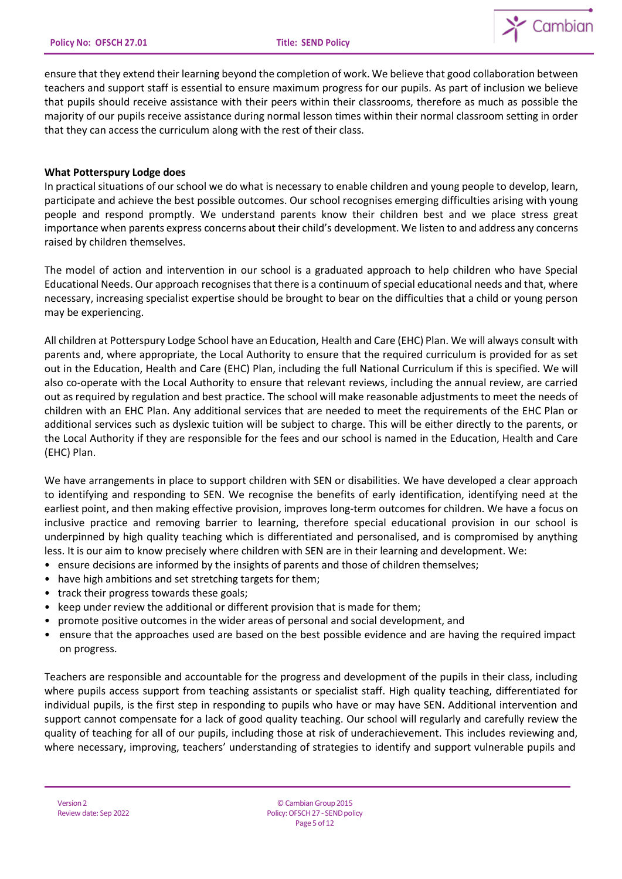ensure that they extend their learning beyond the completion of work. We believe that good collaboration between teachers and support staff is essential to ensure maximum progress for our pupils. As part of inclusion we believe that pupils should receive assistance with their peers within their classrooms, therefore as much as possible the majority of our pupils receive assistance during normal lesson times within their normal classroom setting in order that they can access the curriculum along with the rest of their class.

**What Potterspury Lodge does**

In practical situations of our school we do what is necessary to enable children and young people to develop, learn, participate and achieve the best possible outcomes. Our school recognises emerging difficulties arising with young people and respond promptly. We understand parents know their children best and we place stress great importance when parents express concerns about their child's development. We listen to and address any concerns raised by children themselves.

The model of action and intervention in our school is a graduated approach to help children who have Special Educational Needs. Our approach recognises that there is a continuum of special educational needs and that, where necessary, increasing specialist expertise should be brought to bear on the difficulties that a child or young person may be experiencing.

All children at Potterspury Lodge School have an Education, Health and Care (EHC) Plan. We will always consult with parents and, where appropriate, the Local Authority to ensure that the required curriculum is provided for as set out in the Education, Health and Care (EHC) Plan, including the full National Curriculum if this is specified. We will also co-operate with the Local Authority to ensure that relevant reviews, including the annual review, are carried out as required by regulation and best practice. The school will make reasonable adjustments to meet the needs of children with an EHC Plan. Any additional services that are needed to meet the requirements of the EHC Plan or additional services such as dyslexic tuition will be subject to charge. This will be either directly to the parents, or the Local Authority if they are responsible for the fees and our school is named in the Education, Health and Care (EHC) Plan.

We have arrangements in place to support children with SEN or disabilities. We have developed a clear approach to identifying and responding to SEN. We recognise the benefits of early identification, identifying need at the earliest point, and then making effective provision, improves long-term outcomes for children. We have a focus on inclusive practice and removing barrier to learning, therefore special educational provision in our school is underpinned by high quality teaching which is differentiated and personalised, and is compromised by anything less. It is our aim to know precisely where children with SEN are in their learning and development. We:

- ensure decisions are informed by the insights of parents and those of children themselves;
- have high ambitions and set stretching targets for them;
- track their progress towards these goals;
- keep under review the additional or different provision that is made for them;
- promote positive outcomes in the wider areas of personal and social development, and
- ensure that the approaches used are based on the best possible evidence and are having the required impact on progress.

Teachers are responsible and accountable for the progress and development of the pupils in their class, including where pupils access support from teaching assistants or specialist staff. High quality teaching, differentiated for individual pupils, is the first step in responding to pupils who have or may have SEN. Additional intervention and support cannot compensate for a lack of good quality teaching. Our school will regularly and carefully review the quality of teaching for all of our pupils, including those at risk of underachievement. This includes reviewing and, where necessary, improving, teachers' understanding of strategies to identify and support vulnerable pupils and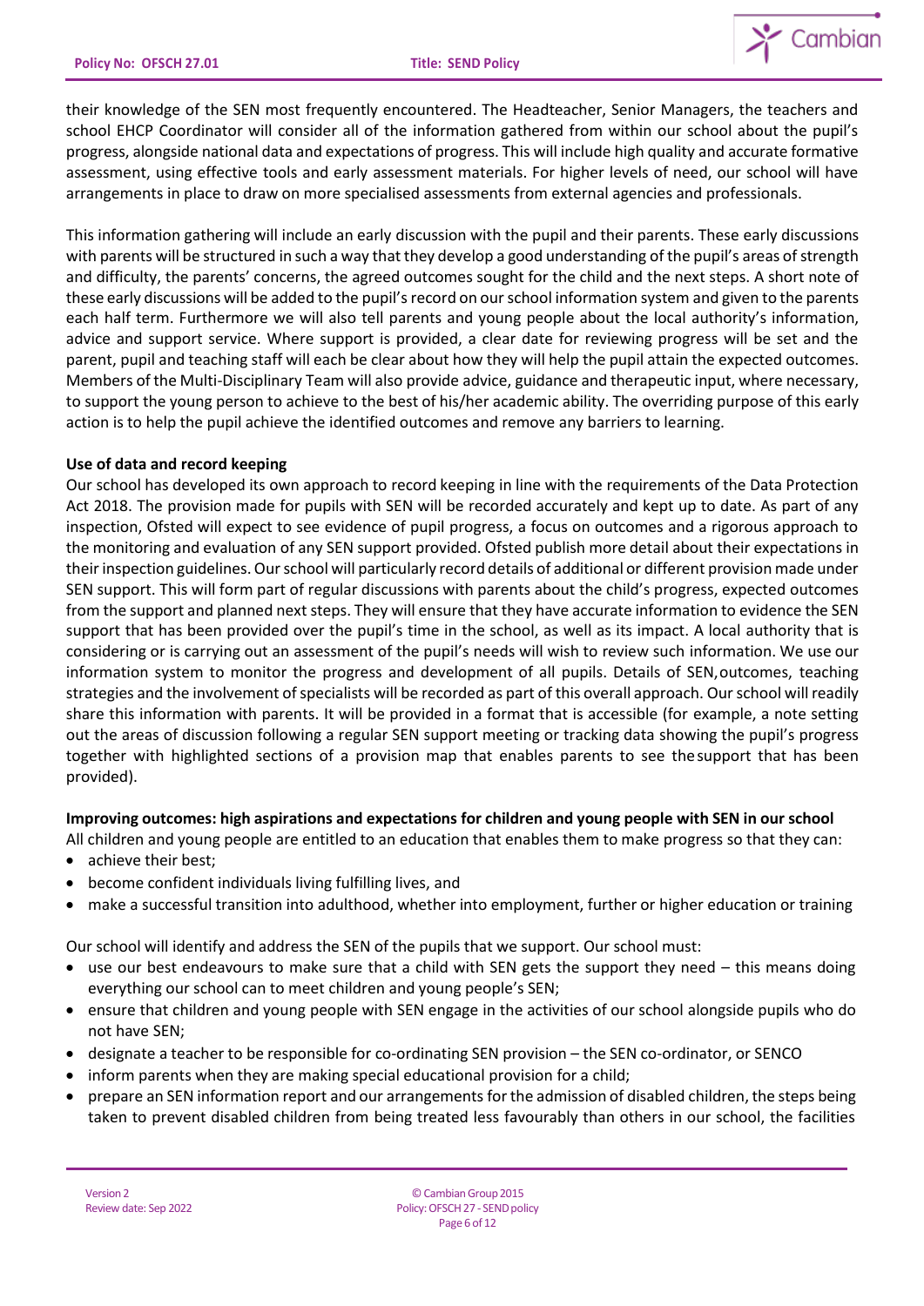their knowledge of the SEN most frequently encountered. The Headteacher, Senior Managers, the teachers and school EHCP Coordinator will consider all of the information gathered from within our school about the pupil's progress, alongside national data and expectations of progress. This will include high quality and accurate formative assessment, using effective tools and early assessment materials. For higher levels of need, our school will have arrangements in place to draw on more specialised assessments from external agencies and professionals.

This information gathering will include an early discussion with the pupil and their parents. These early discussions with parents will be structured in such a way that they develop a good understanding of the pupil's areas of strength and difficulty, the parents' concerns, the agreed outcomes sought for the child and the next steps. A short note of these early discussions will be added to the pupil's record on our school information system and given to the parents each half term. Furthermore we will also tell parents and young people about the local authority's information, advice and support service. Where support is provided, a clear date for reviewing progress will be set and the parent, pupil and teaching staff will each be clear about how they will help the pupil attain the expected outcomes. Members of the Multi-Disciplinary Team will also provide advice, guidance and therapeutic input, where necessary, to support the young person to achieve to the best of his/her academic ability. The overriding purpose of this early action is to help the pupil achieve the identified outcomes and remove any barriers to learning.

**Use of data and record keeping**

Our school has developed its own approach to record keeping in line with the requirements of the Data Protection Act 2018. The provision made for pupils with SEN will be recorded accurately and kept up to date. As part of any inspection, Ofsted will expect to see evidence of pupil progress, a focus on outcomes and a rigorous approach to the monitoring and evaluation of any SEN support provided. Ofsted publish more detail about their expectations in their inspection guidelines. Our school will particularly record details of additional or different provision made under SEN support. This will form part of regular discussions with parents about the child's progress, expected outcomes from the support and planned next steps. They will ensure that they have accurate information to evidence the SEN support that has been provided over the pupil's time in the school, as well as its impact. A local authority that is considering or is carrying out an assessment of the pupil's needs will wish to review such information. We use our information system to monitor the progress and development of all pupils. Details of SEN, outcomes, teaching strategies and the involvement of specialists will be recorded as part of this overall approach. Our school will readily share this information with parents. It will be provided in a format that is accessible (for example, a note setting out the areas of discussion following a regular SEN support meeting or tracking data showing the pupil's progress together with highlighted sections of a provision map that enables parents to see the support that has been provided).

**Improving outcomes: high aspirations and expectations for children and young people with SEN in our school**

All children and young people are entitled to an education that enables them to make progress so that they can:

- achieve their best;
- become confident individuals living fulfilling lives, and
- make a successful transition into adulthood, whether into employment, further or higher education or training

Our school will identify and address the SEN of the pupils that we support. Our school must:

- use our best endeavours to make sure that a child with SEN gets the support they need – this means doing everything our school can to meet children and young people's SEN;
- ensure that children and young people with SEN engage in the activities of our school alongside pupils who do not have SEN;
- designate a teacher to be responsible for co-ordinating SEN provision – the SEN co-ordinator, or SENCO
- inform parents when they are making special educational provision for a child;
- prepare an SEN information report and our arrangements for the admission of disabled children, the steps being taken to prevent disabled children from being treated less favourably than others in our school, the facilities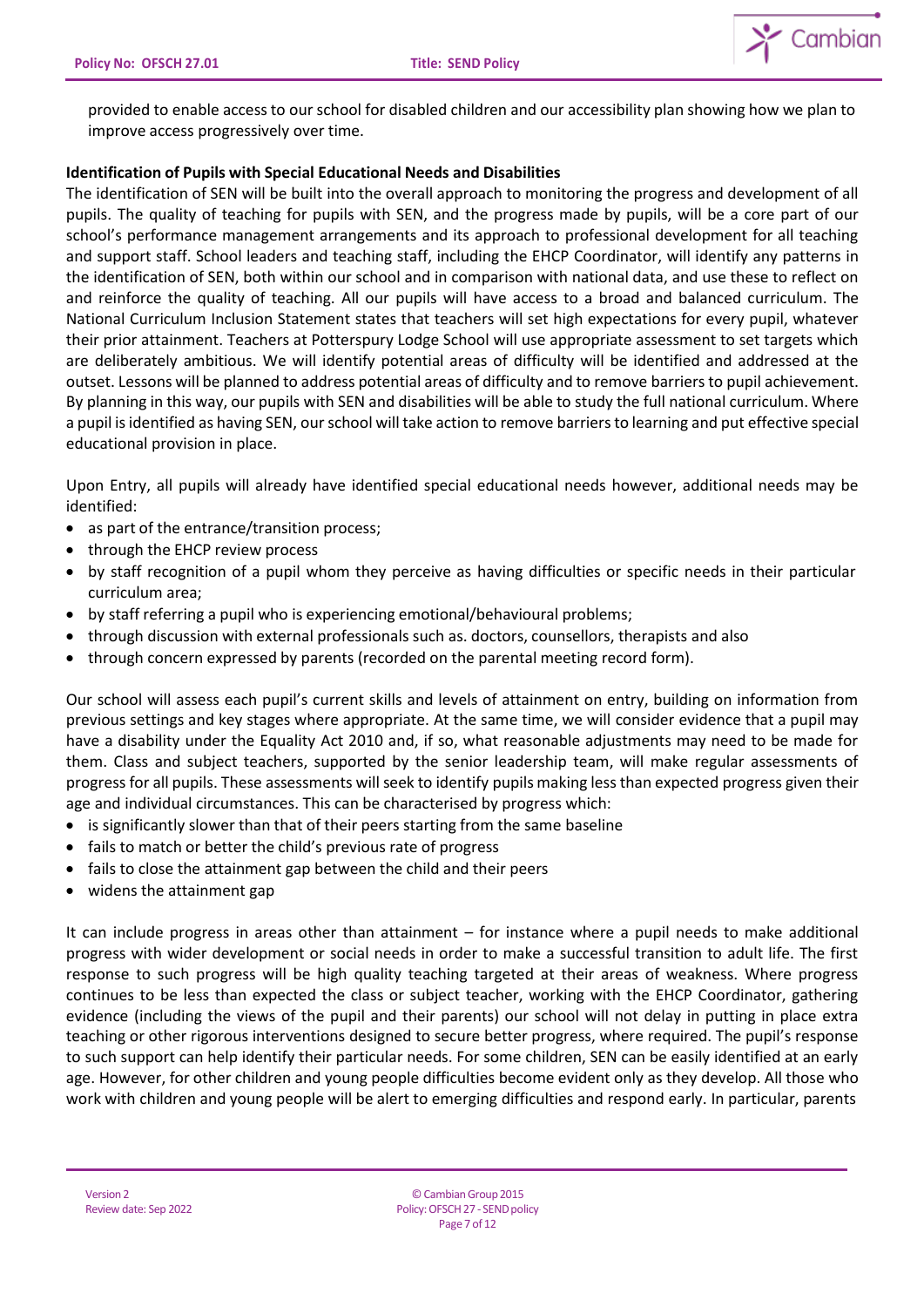provided to enable access to our school for disabled children and our accessibility plan showing how we plan to improve access progressively over time.

**Identification of Pupils with Special Educational Needs and Disabilities**

The identification of SEN will be built into the overall approach to monitoring the progress and development of all pupils. The quality of teaching for pupils with SEN, and the progress made by pupils, will be a core part of our school's performance management arrangements and its approach to professional development for all teaching and support staff. School leaders and teaching staff, including the EHCP Coordinator, will identify any patterns in the identification of SEN, both within our school and in comparison with national data, and use these to reflect on and reinforce the quality of teaching. All our pupils will have access to a broad and balanced curriculum. The National Curriculum Inclusion Statement states that teachers will set high expectations for every pupil, whatever their prior attainment. Teachers at Potterspury Lodge School will use appropriate assessment to set targets which are deliberately ambitious. We will identify potential areas of difficulty will be identified and addressed at the outset. Lessons will be planned to address potential areas of difficulty and to remove barriers to pupil achievement. By planning in this way, our pupils with SEN and disabilities will be able to study the full national curriculum. Where a pupil is identified as having SEN, our school will take action to remove barriers to learning and put effective special educational provision in place.

Upon Entry, all pupils will already have identified special educational needs however, additional needs may be identified:

- as part of the entrance/transition process;
- through the EHCP review process
- by staff recognition of a pupil whom they perceive as having difficulties or specific needs in their particular curriculum area;
- by staff referring a pupil who is experiencing emotional/behavioural problems;
- through discussion with external professionals such as. doctors, counsellors, therapists and also
- through concern expressed by parents (recorded on the parental meeting record form).

Our school will assess each pupil's current skills and levels of attainment on entry, building on information from previous settings and key stages where appropriate. At the same time, we will consider evidence that a pupil may have a disability under the Equality Act 2010 and, if so, what reasonable adjustments may need to be made for them. Class and subject teachers, supported by the senior leadership team, will make regular assessments of progress for all pupils. These assessments will seek to identify pupils making less than expected progress given their age and individual circumstances. This can be characterised by progress which:

- is significantly slower than that of their peers starting from the same baseline
- fails to match or better the child's previous rate of progress
- fails to close the attainment gap between the child and their peers
- widens the attainment gap

It can include progress in areas other than attainment – for instance where a pupil needs to make additional progress with wider development or social needs in order to make a successful transition to adult life. The first response to such progress will be high quality teaching targeted at their areas of weakness. Where progress continues to be less than expected the class or subject teacher, working with the EHCP Coordinator, gathering evidence (including the views of the pupil and their parents) our school will not delay in putting in place extra teaching or other rigorous interventions designed to secure better progress, where required. The pupil's response to such support can help identify their particular needs. For some children, SEN can be easily identified at an early age. However, for other children and young people difficulties become evident only as they develop. All those who work with children and young people will be alert to emerging difficulties and respond early. In particular, parents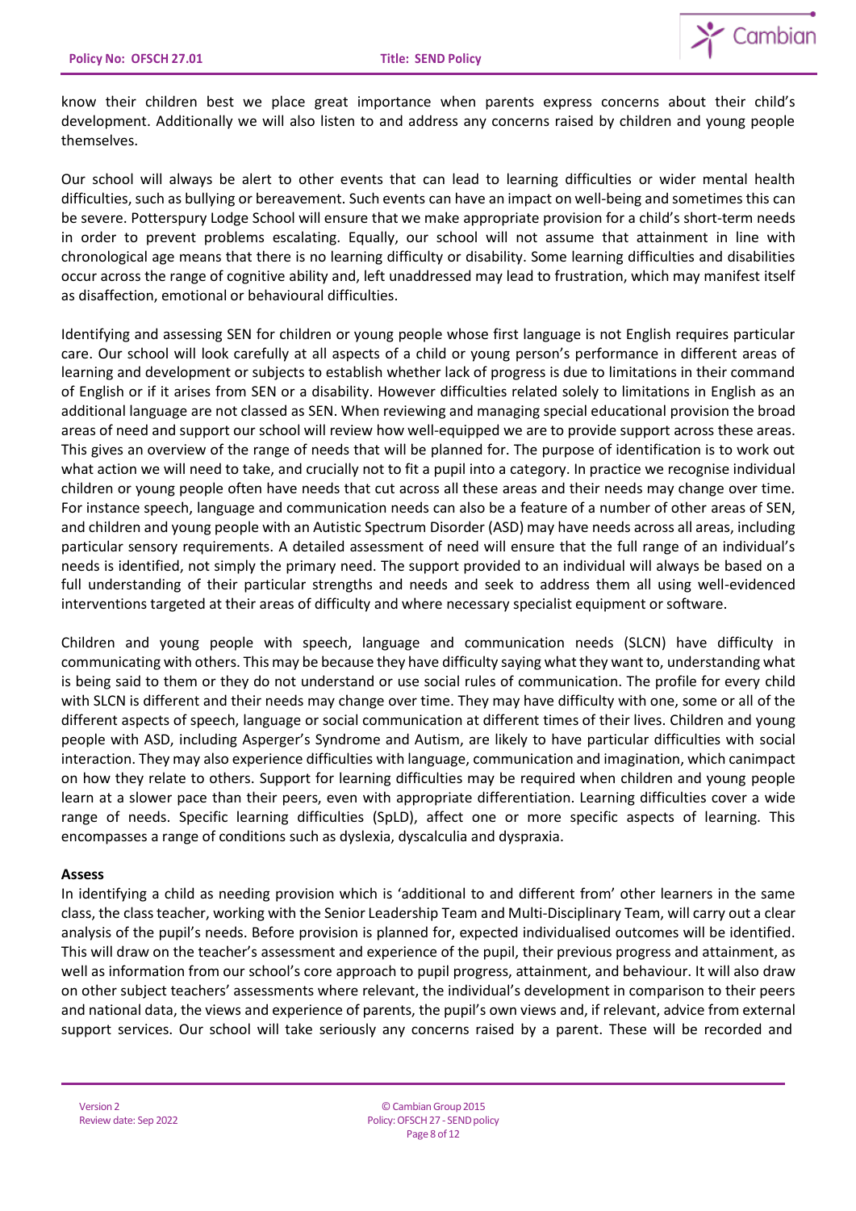know their children best we place great importance when parents express concerns about their child's development. Additionally we will also listen to and address any concerns raised by children and young people themselves.

Our school will always be alert to other events that can lead to learning difficulties or wider mental health difficulties, such as bullying or bereavement. Such events can have an impact on well-being and sometimes this can be severe. Potterspury Lodge School will ensure that we make appropriate provision for a child's short-term needs in order to prevent problems escalating. Equally, our school will not assume that attainment in line with chronological age means that there is no learning difficulty or disability. Some learning difficulties and disabilities occur across the range of cognitive ability and, left unaddressed may lead to frustration, which may manifest itself as disaffection, emotional or behavioural difficulties.

Identifying and assessing SEN for children or young people whose first language is not English requires particular care. Our school will look carefully at all aspects of a child or young person's performance in different areas of learning and development or subjects to establish whether lack of progress is due to limitations in their command of English or if it arises from SEN or a disability. However difficulties related solely to limitations in English as an additional language are not classed as SEN. When reviewing and managing special educational provision the broad areas of need and support our school will review how well-equipped we are to provide support across these areas. This gives an overview of the range of needs that will be planned for. The purpose of identification is to work out what action we will need to take, and crucially not to fit a pupil into a category. In practice we recognise individual children or young people often have needs that cut across all these areas and their needs may change over time. For instance speech, language and communication needs can also be a feature of a number of other areas of SEN, and children and young people with an Autistic Spectrum Disorder (ASD) may have needs across all areas, including particular sensory requirements. A detailed assessment of need will ensure that the full range of an individual's needs is identified, not simply the primary need. The support provided to an individual will always be based on a full understanding of their particular strengths and needs and seek to address them all using well-evidenced interventions targeted at their areas of difficulty and where necessary specialist equipment or software.

Children and young people with speech, language and communication needs (SLCN) have difficulty in communicating with others. This may be because they have difficulty saying what they want to, understanding what is being said to them or they do not understand or use social rules of communication. The profile for every child with SLCN is different and their needs may change over time. They may have difficulty with one, some or all of the different aspects of speech, language or social communication at different times of their lives. Children and young people with ASD, including Asperger's Syndrome and Autism, are likely to have particular difficulties with social interaction. They may also experience difficulties with language, communication and imagination, which canimpact on how they relate to others. Support for learning difficulties may be required when children and young people learn at a slower pace than their peers, even with appropriate differentiation. Learning difficulties cover a wide range of needs. Specific learning difficulties (SpLD), affect one or more specific aspects of learning. This encompasses a range of conditions such as dyslexia, dyscalculia and dyspraxia.

**Assess**

In identifying a child as needing provision which is 'additional to and different from' other learners in the same class, the class teacher, working with the Senior Leadership Team and Multi-Disciplinary Team, will carry out a clear analysis of the pupil's needs. Before provision is planned for, expected individualised outcomes will be identified. This will draw on the teacher's assessment and experience of the pupil, their previous progress and attainment, as well as information from our school's core approach to pupil progress, attainment, and behaviour. It will also draw on other subject teachers' assessments where relevant, the individual's development in comparison to their peers and national data, the views and experience of parents, the pupil's own views and, if relevant, advice from external support services. Our school will take seriously any concerns raised by a parent. These will be recorded and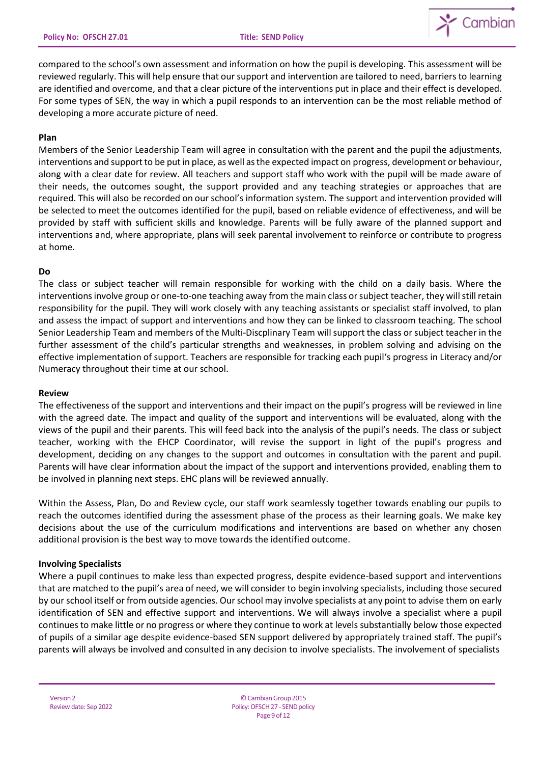compared to the school's own assessment and information on how the pupil is developing. This assessment will be reviewed regularly. This will help ensure that our support and intervention are tailored to need, barriers to learning are identified and overcome, and that a clear picture of the interventions put in place and their effect is developed. For some types of SEN, the way in which a pupil responds to an intervention can be the most reliable method of developing a more accurate picture of need.

**Plan**

Members of the Senior Leadership Team will agree in consultation with the parent and the pupil the adjustments, interventions and support to be put in place, as well as the expected impact on progress, development or behaviour, along with a clear date for review. All teachers and support staff who work with the pupil will be made aware of their needs, the outcomes sought, the support provided and any teaching strategies or approaches that are required. This will also be recorded on our school's information system. The support and intervention provided will be selected to meet the outcomes identified for the pupil, based on reliable evidence of effectiveness, and will be provided by staff with sufficient skills and knowledge. Parents will be fully aware of the planned support and interventions and, where appropriate, plans will seek parental involvement to reinforce or contribute to progress at home.

**Do**

The class or subject teacher will remain responsible for working with the child on a daily basis. Where the interventions involve group or one-to-one teaching away from the main class or subject teacher, they will still retain responsibility for the pupil. They will work closely with any teaching assistants or specialist staff involved, to plan and assess the impact of support and interventions and how they can be linked to classroom teaching. The school Senior Leadership Team and members of the Multi-Discplinary Team will support the class or subject teacher in the further assessment of the child's particular strengths and weaknesses, in problem solving and advising on the effective implementation of support. Teachers are responsible for tracking each pupil's progress in Literacy and/or Numeracy throughout their time at our school.

**Review**

The effectiveness of the support and interventions and their impact on the pupil's progress will be reviewed in line with the agreed date. The impact and quality of the support and interventions will be evaluated, along with the views of the pupil and their parents. This will feed back into the analysis of the pupil's needs. The class or subject teacher, working with the EHCP Coordinator, will revise the support in light of the pupil's progress and development, deciding on any changes to the support and outcomes in consultation with the parent and pupil. Parents will have clear information about the impact of the support and interventions provided, enabling them to be involved in planning next steps. EHC plans will be reviewed annually.

Within the Assess, Plan, Do and Review cycle, our staff work seamlessly together towards enabling our pupils to reach the outcomes identified during the assessment phase of the process as their learning goals. We make key decisions about the use of the curriculum modifications and interventions are based on whether any chosen additional provision is the best way to move towards the identified outcome.

**Involving Specialists**

Where a pupil continues to make less than expected progress, despite evidence-based support and interventions that are matched to the pupil's area of need, we will consider to begin involving specialists, including those secured by our school itself or from outside agencies. Our school may involve specialists at any point to advise them on early identification of SEN and effective support and interventions. We will always involve a specialist where a pupil continues to make little or no progress or where they continue to work at levels substantially below those expected of pupils of a similar age despite evidence-based SEN support delivered by appropriately trained staff. The pupil's parents will always be involved and consulted in any decision to involve specialists. The involvement of specialists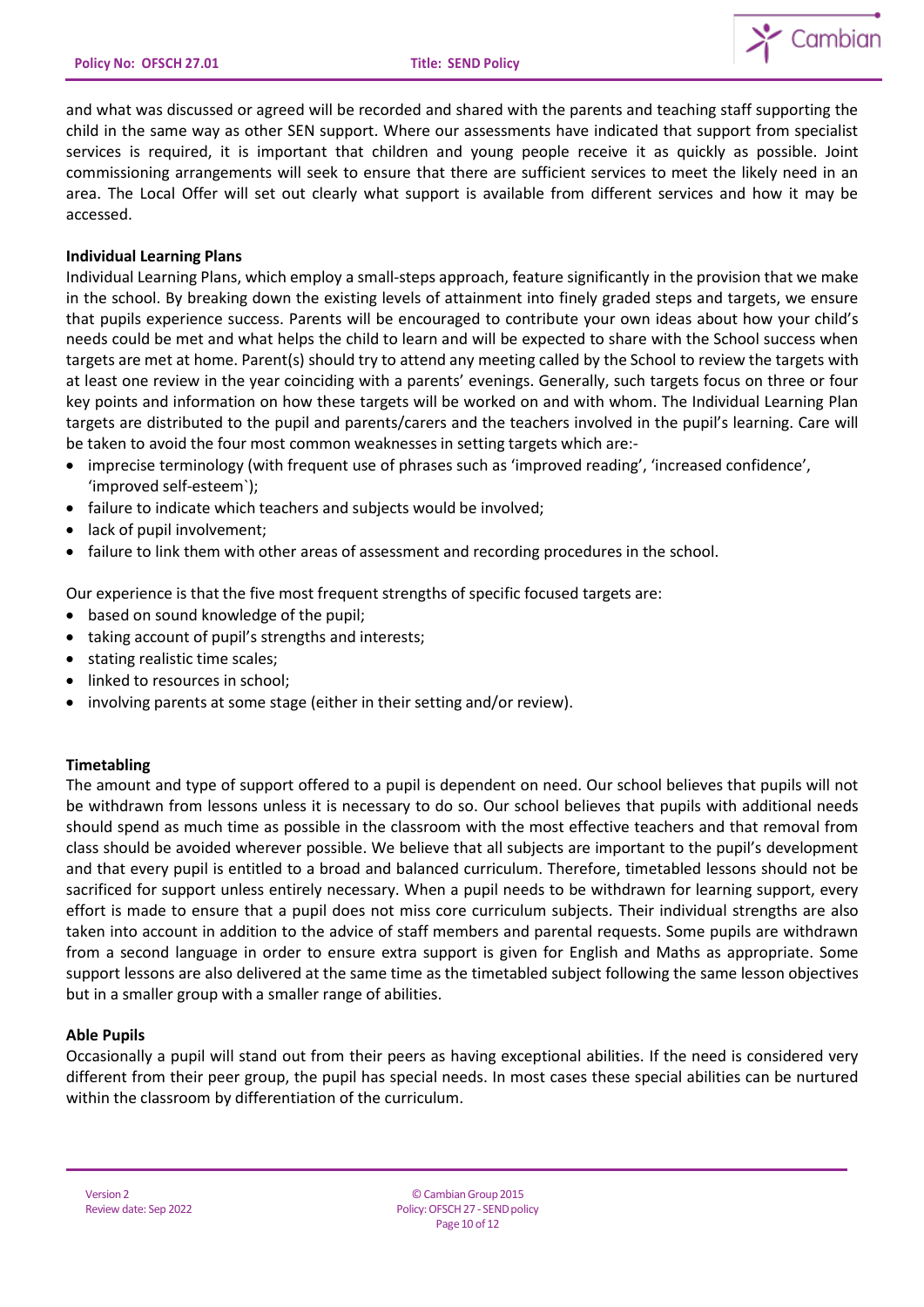and what was discussed or agreed will be recorded and shared with the parents and teaching staff supporting the child in the same way as other SEN support. Where our assessments have indicated that support from specialist services is required, it is important that children and young people receive it as quickly as possible. Joint commissioning arrangements will seek to ensure that there are sufficient services to meet the likely need in an area. The Local Offer will set out clearly what support is available from different services and how it may be accessed.

**Individual Learning Plans**

Individual Learning Plans, which employ a small-steps approach, feature significantly in the provision that we make in the school. By breaking down the existing levels of attainment into finely graded steps and targets, we ensure that pupils experience success. Parents will be encouraged to contribute your own ideas about how your child's needs could be met and what helps the child to learn and will be expected to share with the School success when targets are met at home. Parent(s) should try to attend any meeting called by the School to review the targets with at least one review in the year coinciding with a parents' evenings. Generally, such targets focus on three or four key points and information on how these targets will be worked on and with whom. The Individual Learning Plan targets are distributed to the pupil and parents/carers and the teachers involved in the pupil's learning. Care will be taken to avoid the four most common weaknesses in setting targets which are:-

- imprecise terminology (with frequent use of phrases such as 'improved reading', 'increased confidence', 'improved self-esteem`);
- failure to indicate which teachers and subjects would be involved;
- lack of pupil involvement;
- failure to link them with other areas of assessment and recording procedures in the school.

Our experience is that the five most frequent strengths of specific focused targets are:

- based on sound knowledge of the pupil;
- taking account of pupil's strengths and interests;
- stating realistic time scales;
- linked to resources in school;
- involving parents at some stage (either in their setting and/or review).

**Timetabling**

The amount and type of support offered to a pupil is dependent on need. Our school believes that pupils will not be withdrawn from lessons unless it is necessary to do so. Our school believes that pupils with additional needs should spend as much time as possible in the classroom with the most effective teachers and that removal from class should be avoided wherever possible. We believe that all subjects are important to the pupil's development and that every pupil is entitled to a broad and balanced curriculum. Therefore, timetabled lessons should not be sacrificed for support unless entirely necessary. When a pupil needs to be withdrawn for learning support, every effort is made to ensure that a pupil does not miss core curriculum subjects. Their individual strengths are also taken into account in addition to the advice of staff members and parental requests. Some pupils are withdrawn from a second language in order to ensure extra support is given for English and Maths as appropriate. Some support lessons are also delivered at the same time as the timetabled subject following the same lesson objectives but in a smaller group with a smaller range of abilities.

**Able Pupils**

Occasionally a pupil will stand out from their peers as having exceptional abilities. If the need is considered very different from their peer group, the pupil has special needs. In most cases these special abilities can be nurtured within the classroom by differentiation of the curriculum.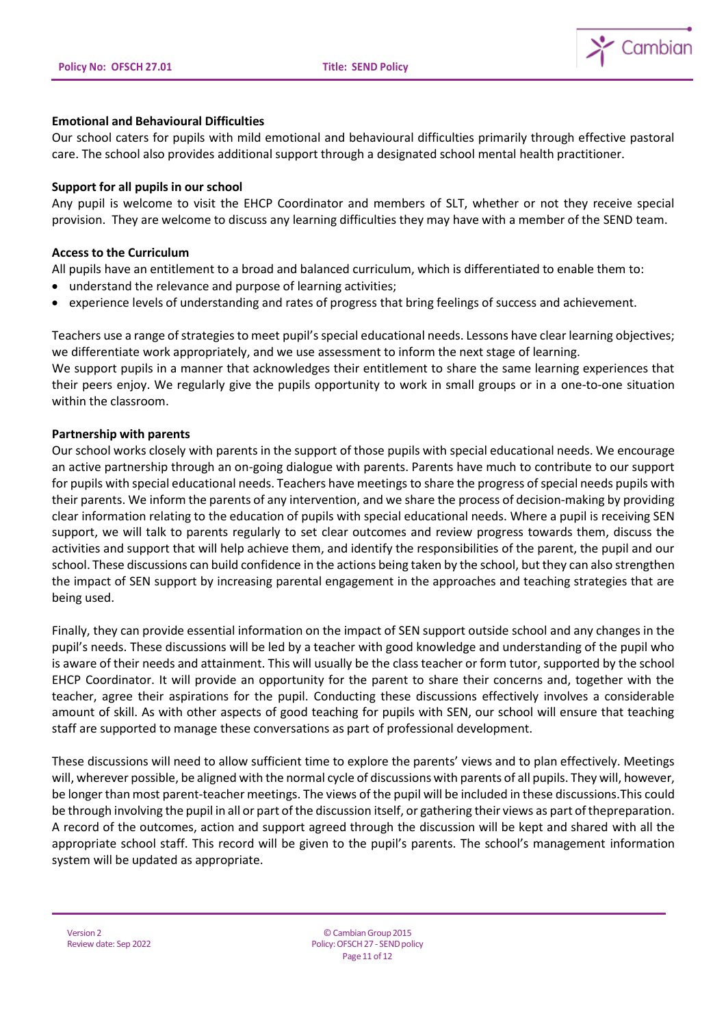**Emotional and Behavioural Difficulties**

Our school caters for pupils with mild emotional and behavioural difficulties primarily through effective pastoral care. The school also provides additional support through a designated school mental health practitioner.

**Support for all pupils in our school**

Any pupil is welcome to visit the EHCP Coordinator and members of SLT, whether or not they receive special provision. They are welcome to discuss any learning difficulties they may have with a member of the SEND team.

**Access to the Curriculum**

All pupils have an entitlement to a broad and balanced curriculum, which is differentiated to enable them to:

- understand the relevance and purpose of learning activities;
- experience levels of understanding and rates of progress that bring feelings of success and achievement.

Teachers use a range of strategies to meet pupil's special educational needs. Lessons have clear learning objectives; we differentiate work appropriately, and we use assessment to inform the next stage of learning.
We support pupils in a manner that acknowledges their entitlement to share the same learning experiences that their peers enjoy. We regularly give the pupils opportunity to work in small groups or in a one-to-one situation within the classroom.

**Partnership with parents**

Our school works closely with parents in the support of those pupils with special educational needs. We encourage an active partnership through an on-going dialogue with parents. Parents have much to contribute to our support for pupils with special educational needs. Teachers have meetings to share the progress of special needs pupils with their parents. We inform the parents of any intervention, and we share the process of decision-making by providing clear information relating to the education of pupils with special educational needs. Where a pupil is receiving SEN support, we will talk to parents regularly to set clear outcomes and review progress towards them, discuss the activities and support that will help achieve them, and identify the responsibilities of the parent, the pupil and our school. These discussions can build confidence in the actions being taken by the school, but they can also strengthen the impact of SEN support by increasing parental engagement in the approaches and teaching strategies that are being used.

Finally, they can provide essential information on the impact of SEN support outside school and any changes in the pupil's needs. These discussions will be led by a teacher with good knowledge and understanding of the pupil who is aware of their needs and attainment. This will usually be the class teacher or form tutor, supported by the school EHCP Coordinator. It will provide an opportunity for the parent to share their concerns and, together with the teacher, agree their aspirations for the pupil. Conducting these discussions effectively involves a considerable amount of skill. As with other aspects of good teaching for pupils with SEN, our school will ensure that teaching staff are supported to manage these conversations as part of professional development.

These discussions will need to allow sufficient time to explore the parents' views and to plan effectively. Meetings will, wherever possible, be aligned with the normal cycle of discussions with parents of all pupils. They will, however, be longer than most parent-teacher meetings. The views of the pupil will be included in these discussions.This could be through involving the pupil in all or part of the discussion itself, or gathering their views as part of thepreparation. A record of the outcomes, action and support agreed through the discussion will be kept and shared with all the appropriate school staff. This record will be given to the pupil's parents. The school's management information system will be updated as appropriate.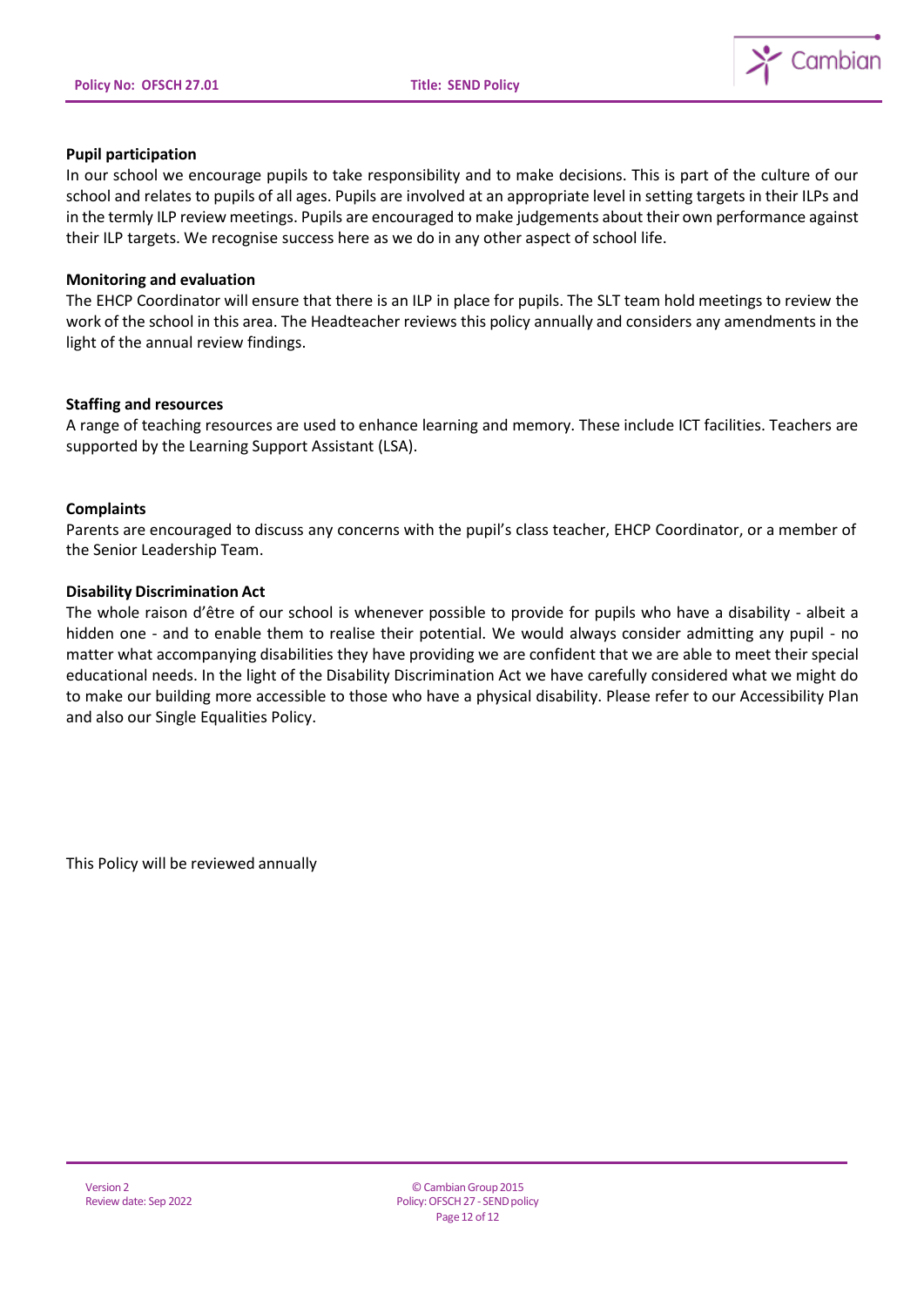**Pupil participation**

In our school we encourage pupils to take responsibility and to make decisions. This is part of the culture of our school and relates to pupils of all ages. Pupils are involved at an appropriate level in setting targets in their ILPs and in the termly ILP review meetings. Pupils are encouraged to make judgements about their own performance against their ILP targets. We recognise success here as we do in any other aspect of school life.

**Monitoring and evaluation**

The EHCP Coordinator will ensure that there is an ILP in place for pupils. The SLT team hold meetings to review the work of the school in this area. The Headteacher reviews this policy annually and considers any amendments in the light of the annual review findings.

**Staffing and resources**

A range of teaching resources are used to enhance learning and memory. These include ICT facilities. Teachers are supported by the Learning Support Assistant (LSA).

**Complaints**

Parents are encouraged to discuss any concerns with the pupil's class teacher, EHCP Coordinator, or a member of the Senior Leadership Team.

**Disability Discrimination Act**

The whole raison d'être of our school is whenever possible to provide for pupils who have a disability - albeit a hidden one - and to enable them to realise their potential. We would always consider admitting any pupil - no matter what accompanying disabilities they have providing we are confident that we are able to meet their special educational needs. In the light of the Disability Discrimination Act we have carefully considered what we might do to make our building more accessible to those who have a physical disability. Please refer to our Accessibility Plan and also our Single Equalities Policy.

This Policy will be reviewed annually